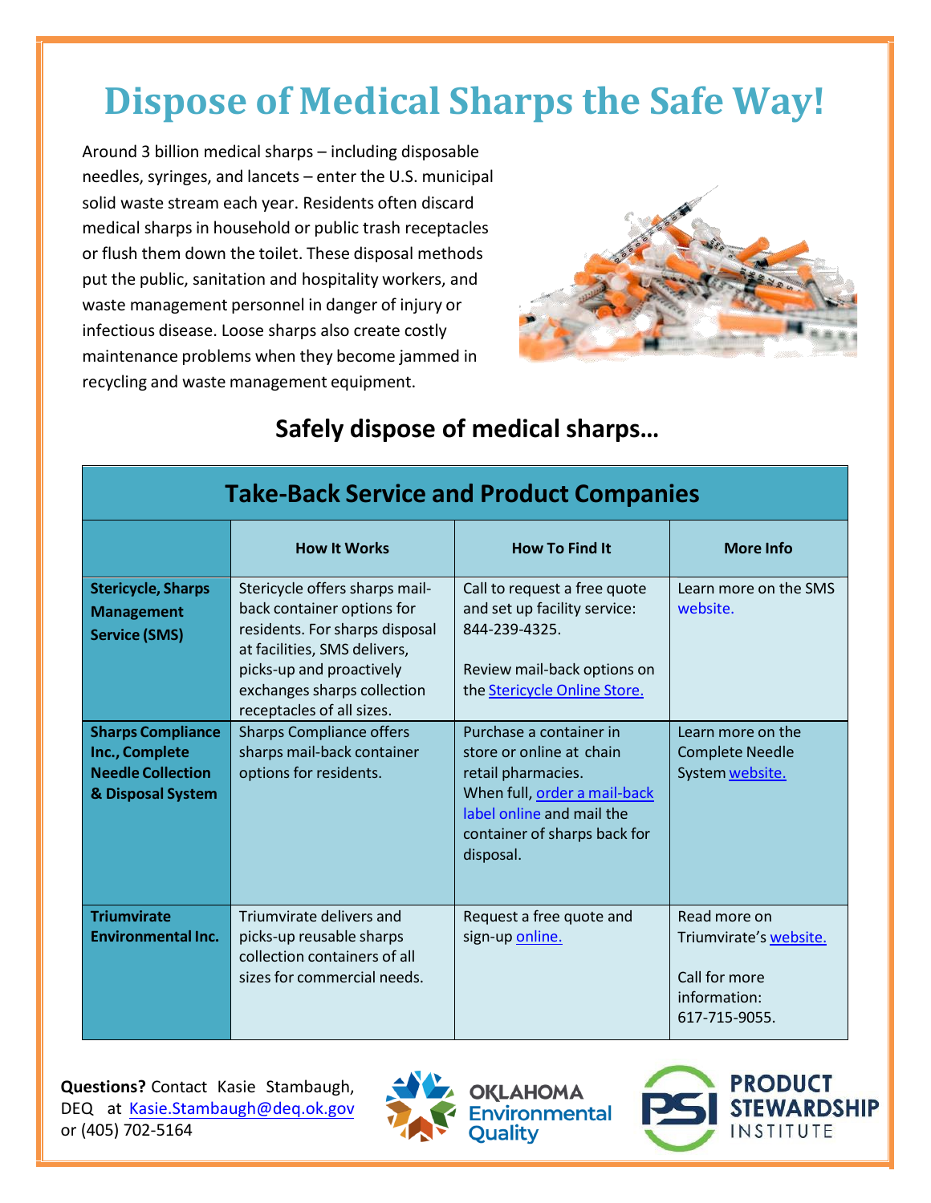# Dispose of Medical Sharps the Safe Way!

Around 3 billion medical sharps – including disposable needles, syringes, and lancets – enter the U.S. municipal solid waste stream each year. Residents often discard medical sharps in household or public trash receptacles or flush them down the toilet. These disposal methods put the public, sanitation and hospitality workers, and waste management personnel in danger of injury or infectious disease. Loose sharps also create costly maintenance problems when they become jammed in recycling and waste management equipment.

## Safely dispose of medical sharps…

### Take-Back Service and Product Companies

| | How It Works | How To Find It | More Info |
|---|---|---|---|
| **Stericycle, Sharps Management Service (SMS)** | Stericycle offers sharps mail-back container options for residents. For sharps disposal at facilities, SMS delivers, picks-up and proactively exchanges sharps collection receptacles of all sizes. | Call to request a free quote and set up facility service: 844-239-4325. Review mail-back options on the Stericycle Online Store. | Learn more on the SMS website. |
| **Sharps Compliance Inc., Complete Needle Collection & Disposal System** | Sharps Compliance offers sharps mail-back container options for residents. | Purchase a container in store or online at chain retail pharmacies. When full, order a mail-back label online and mail the container of sharps back for disposal. | Learn more on the Complete Needle System website. |
| **Triumvirate Environmental Inc.** | Triumvirate delivers and picks-up reusable sharps collection containers of all sizes for commercial needs. | Request a free quote and sign-up online. | Read more on Triumvirate's website. Call for more information: 617-715-9055. |

**Questions?** Contact Kasie Stambaugh, DEQ at Kasie.Stambaugh@deq.ok.gov or (405) 702-5164

OKLAHOMA Environmental Quality

PRODUCT STEWARDSHIP INSTITUTE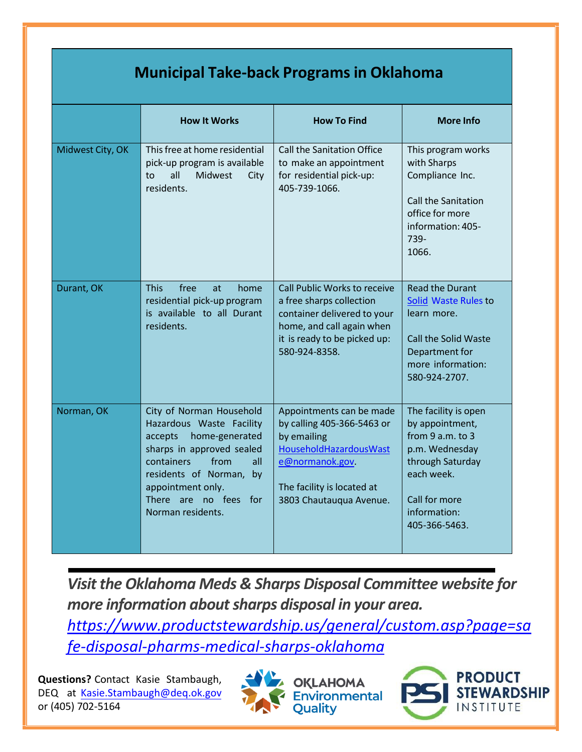# Municipal Take-back Programs in Oklahoma

| | How It Works | How To Find | More Info |
|---|---|---|---|
| Midwest City, OK | This free at home residential pick-up program is available to all Midwest City residents. | Call the Sanitation Office to make an appointment for residential pick-up: 405-739-1066. | This program works with Sharps Compliance Inc.<br><br>Call the Sanitation office for more information: 405-739-1066. |
| Durant, OK | This free at home residential pick-up program is available to all Durant residents. | Call Public Works to receive a free sharps collection container delivered to your home, and call again when it is ready to be picked up: 580-924-8358. | Read the Durant Solid Waste Rules to learn more.<br><br>Call the Solid Waste Department for more information: 580-924-2707. |
| Norman, OK | City of Norman Household Hazardous Waste Facility accepts home-generated sharps in approved sealed containers from all residents of Norman, by appointment only. There are no fees for Norman residents. | Appointments can be made by calling 405-366-5463 or by emailing HouseholdHazardousWaste@normanok.gov.<br><br>The facility is located at 3803 Chautauqua Avenue. | The facility is open by appointment, from 9 a.m. to 3 p.m. Wednesday through Saturday each week.<br><br>Call for more information: 405-366-5463. |

***Visit the Oklahoma Meds & Sharps Disposal Committee website for more information about sharps disposal in your area.***
*https://www.productstewardship.us/general/custom.asp?page=safe-disposal-pharms-medical-sharps-oklahoma*

**Questions?** Contact Kasie Stambaugh, DEQ at Kasie.Stambaugh@deq.ok.gov or (405) 702-5164

OKLAHOMA Environmental Quality

PSI PRODUCT STEWARDSHIP INSTITUTE